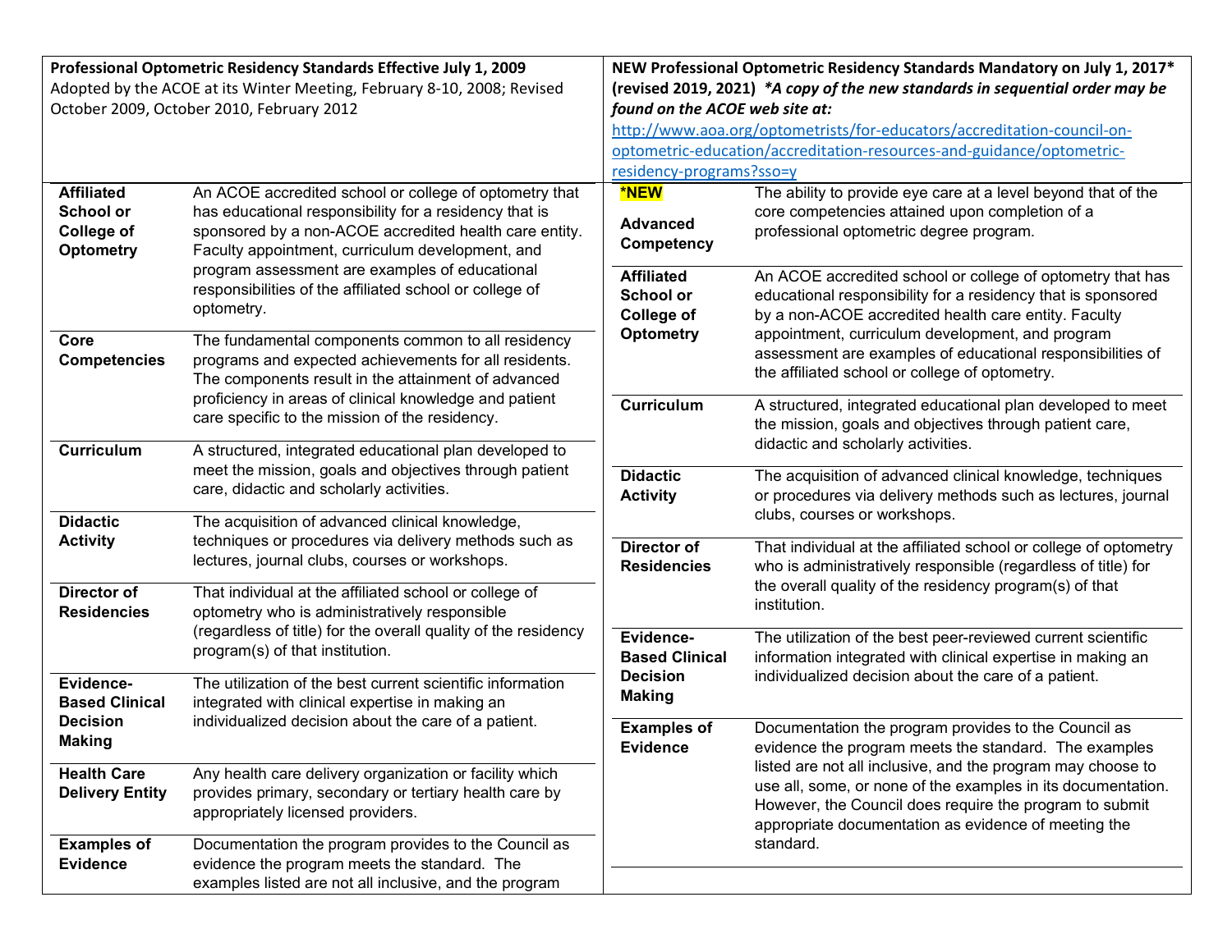| Professional Optometric Residency Standards Effective July 1, 2009<br>Adopted by the ACOE at its Winter Meeting, February 8-10, 2008; Revised October 2009, October 2010, February 2012 | | NEW Professional Optometric Residency Standards Mandatory on July 1, 2017* (revised 2019, 2021) *A copy of the new standards in sequential order may be found on the ACOE web site at: [http://www.aoa.org/optometrists/for-educators/accreditation-council-on-optometric-education/accreditation-resources-and-guidance/optometric-residency-programs?sso=y](http://www.aoa.org/optometrists/for-educators/accreditation-council-on-optometric-education/accreditation-resources-and-guidance/optometric-residency-programs?sso=y) | |
|---|---|---|---|
| **Affiliated School or College of Optometry** | An ACOE accredited school or college of optometry that has educational responsibility for a residency that is sponsored by a non-ACOE accredited health care entity. Faculty appointment, curriculum development, and program assessment are examples of educational responsibilities of the affiliated school or college of optometry. | ***NEW** **Advanced Competency** | The ability to provide eye care at a level beyond that of the core competencies attained upon completion of a professional optometric degree program. |
| **Core Competencies** | The fundamental components common to all residency programs and expected achievements for all residents. The components result in the attainment of advanced proficiency in areas of clinical knowledge and patient care specific to the mission of the residency. | **Affiliated School or College of Optometry** | An ACOE accredited school or college of optometry that has educational responsibility for a residency that is sponsored by a non-ACOE accredited health care entity. Faculty appointment, curriculum development, and program assessment are examples of educational responsibilities of the affiliated school or college of optometry. |
| **Curriculum** | A structured, integrated educational plan developed to meet the mission, goals and objectives through patient care, didactic and scholarly activities. | **Curriculum** | A structured, integrated educational plan developed to meet the mission, goals and objectives through patient care, didactic and scholarly activities. |
| **Didactic Activity** | The acquisition of advanced clinical knowledge, techniques or procedures via delivery methods such as lectures, journal clubs, courses or workshops. | **Didactic Activity** | The acquisition of advanced clinical knowledge, techniques or procedures via delivery methods such as lectures, journal clubs, courses or workshops. |
| **Director of Residencies** | That individual at the affiliated school or college of optometry who is administratively responsible (regardless of title) for the overall quality of the residency program(s) of that institution. | **Director of Residencies** | That individual at the affiliated school or college of optometry who is administratively responsible (regardless of title) for the overall quality of the residency program(s) of that institution. |
| **Evidence-Based Clinical Decision Making** | The utilization of the best current scientific information integrated with clinical expertise in making an individualized decision about the care of a patient. | **Evidence-Based Clinical Decision Making** | The utilization of the best peer-reviewed current scientific information integrated with clinical expertise in making an individualized decision about the care of a patient. |
| **Health Care Delivery Entity** | Any health care delivery organization or facility which provides primary, secondary or tertiary health care by appropriately licensed providers. | **Examples of Evidence** | Documentation the program provides to the Council as evidence the program meets the standard. The examples listed are not all inclusive, and the program may choose to use all, some, or none of the examples in its documentation. However, the Council does require the program to submit appropriate documentation as evidence of meeting the standard. |
| **Examples of Evidence** | Documentation the program provides to the Council as evidence the program meets the standard. The examples listed are not all inclusive, and the program | | |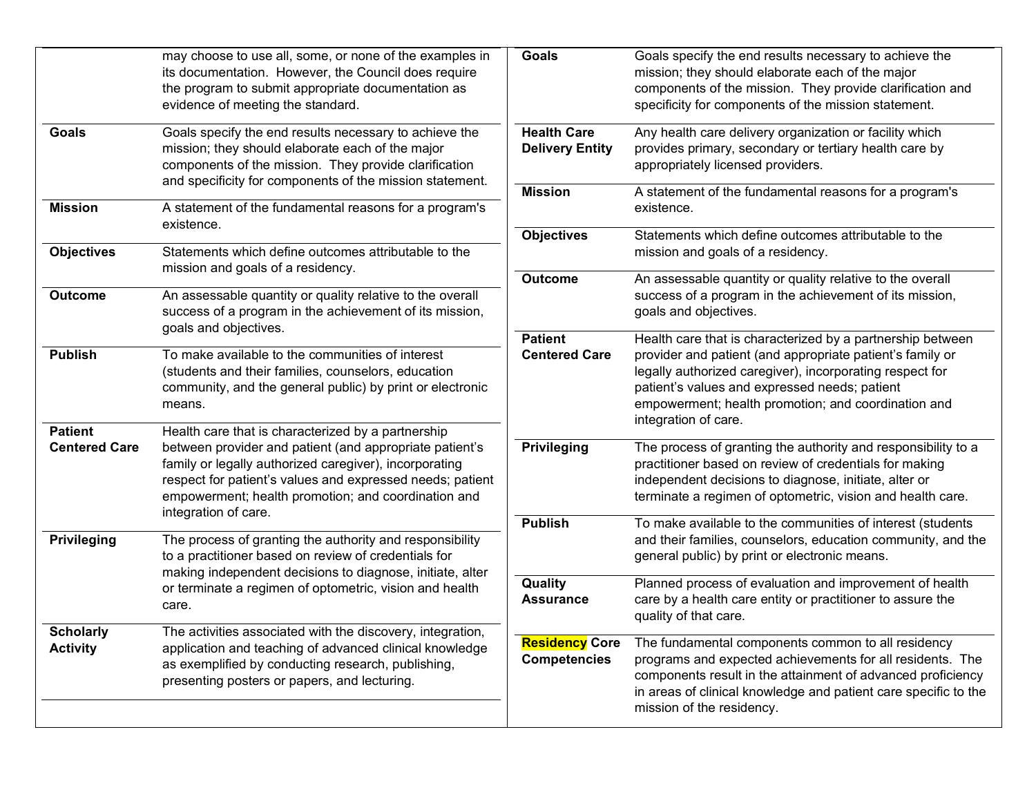| | |
|---|---|
| | may choose to use all, some, or none of the examples in its documentation. However, the Council does require the program to submit appropriate documentation as evidence of meeting the standard. |
| **Goals** | Goals specify the end results necessary to achieve the mission; they should elaborate each of the major components of the mission. They provide clarification and specificity for components of the mission statement. |
| **Mission** | A statement of the fundamental reasons for a program's existence. |
| **Objectives** | Statements which define outcomes attributable to the mission and goals of a residency. |
| **Outcome** | An assessable quantity or quality relative to the overall success of a program in the achievement of its mission, goals and objectives. |
| **Publish** | To make available to the communities of interest (students and their families, counselors, education community, and the general public) by print or electronic means. |
| **Patient Centered Care** | Health care that is characterized by a partnership between provider and patient (and appropriate patient's family or legally authorized caregiver), incorporating respect for patient's values and expressed needs; patient empowerment; health promotion; and coordination and integration of care. |
| **Privileging** | The process of granting the authority and responsibility to a practitioner based on review of credentials for making independent decisions to diagnose, initiate, alter or terminate a regimen of optometric, vision and health care. |
| **Scholarly Activity** | The activities associated with the discovery, integration, application and teaching of advanced clinical knowledge as exemplified by conducting research, publishing, presenting posters or papers, and lecturing. |

| | |
|---|---|
| **Goals** | Goals specify the end results necessary to achieve the mission; they should elaborate each of the major components of the mission. They provide clarification and specificity for components of the mission statement. |
| **Health Care Delivery Entity** | Any health care delivery organization or facility which provides primary, secondary or tertiary health care by appropriately licensed providers. |
| **Mission** | A statement of the fundamental reasons for a program's existence. |
| **Objectives** | Statements which define outcomes attributable to the mission and goals of a residency. |
| **Outcome** | An assessable quantity or quality relative to the overall success of a program in the achievement of its mission, goals and objectives. |
| **Patient Centered Care** | Health care that is characterized by a partnership between provider and patient (and appropriate patient's family or legally authorized caregiver), incorporating respect for patient's values and expressed needs; patient empowerment; health promotion; and coordination and integration of care. |
| **Privileging** | The process of granting the authority and responsibility to a practitioner based on review of credentials for making independent decisions to diagnose, initiate, alter or terminate a regimen of optometric, vision and health care. |
| **Publish** | To make available to the communities of interest (students and their families, counselors, education community, and the general public) by print or electronic means. |
| **Quality Assurance** | Planned process of evaluation and improvement of health care by a health care entity or practitioner to assure the quality of that care. |
| **Residency Core Competencies** | The fundamental components common to all residency programs and expected achievements for all residents. The components result in the attainment of advanced proficiency in areas of clinical knowledge and patient care specific to the mission of the residency. |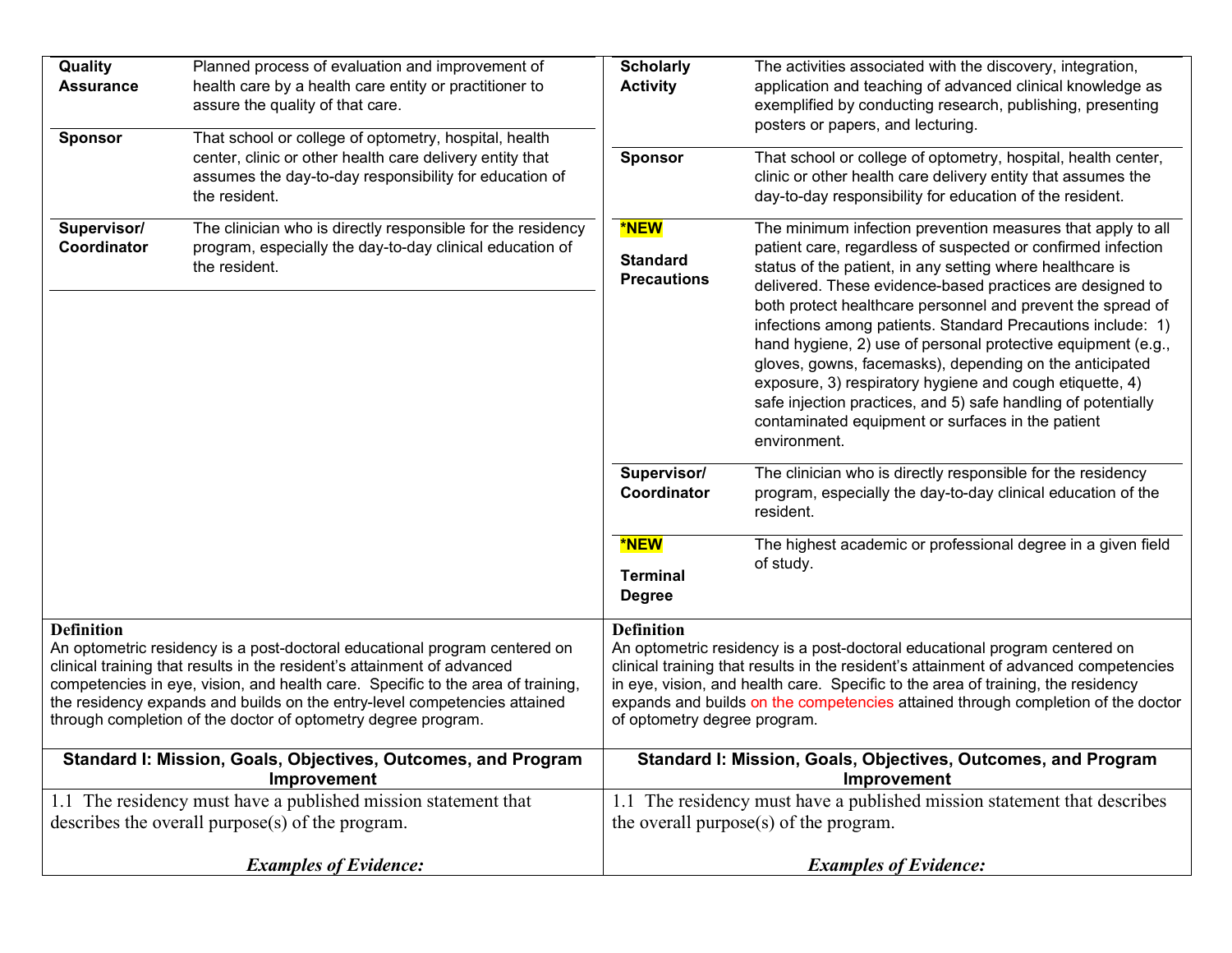| Current | Proposed |
| --- | --- |
| **Quality Assurance** — Planned process of evaluation and improvement of health care by a health care entity or practitioner to assure the quality of that care. | **Scholarly Activity** — The activities associated with the discovery, integration, application and teaching of advanced clinical knowledge as exemplified by conducting research, publishing, presenting posters or papers, and lecturing. |
| **Sponsor** — That school or college of optometry, hospital, health center, clinic or other health care delivery entity that assumes the day-to-day responsibility for education of the resident. | **Sponsor** — That school or college of optometry, hospital, health center, clinic or other health care delivery entity that assumes the day-to-day responsibility for education of the resident. |
| **Supervisor/ Coordinator** — The clinician who is directly responsible for the residency program, especially the day-to-day clinical education of the resident. | ***NEW Standard Precautions** — The minimum infection prevention measures that apply to all patient care, regardless of suspected or confirmed infection status of the patient, in any setting where healthcare is delivered. These evidence-based practices are designed to both protect healthcare personnel and prevent the spread of infections among patients. Standard Precautions include: 1) hand hygiene, 2) use of personal protective equipment (e.g., gloves, gowns, facemasks), depending on the anticipated exposure, 3) respiratory hygiene and cough etiquette, 4) safe injection practices, and 5) safe handling of potentially contaminated equipment or surfaces in the patient environment. |
| | **Supervisor/ Coordinator** — The clinician who is directly responsible for the residency program, especially the day-to-day clinical education of the resident. |
| | ***NEW Terminal Degree** — The highest academic or professional degree in a given field of study. |
| **Definition**<br>An optometric residency is a post-doctoral educational program centered on clinical training that results in the resident's attainment of advanced competencies in eye, vision, and health care. Specific to the area of training, the residency expands and builds on the entry-level competencies attained through completion of the doctor of optometry degree program. | **Definition**<br>An optometric residency is a post-doctoral educational program centered on clinical training that results in the resident's attainment of advanced competencies in eye, vision, and health care. Specific to the area of training, the residency expands and builds on the competencies attained through completion of the doctor of optometry degree program. |
| **Standard I: Mission, Goals, Objectives, Outcomes, and Program Improvement** | **Standard I: Mission, Goals, Objectives, Outcomes, and Program Improvement** |
| 1.1 The residency must have a published mission statement that describes the overall purpose(s) of the program.<br><br>***Examples of Evidence:*** | 1.1 The residency must have a published mission statement that describes the overall purpose(s) of the program.<br><br>***Examples of Evidence:*** |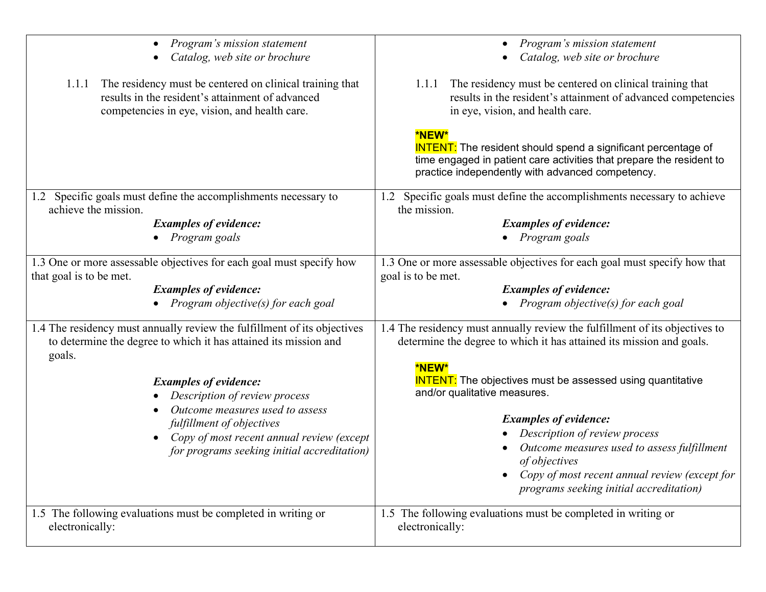| | |
|---|---|
| • *Program's mission statement*<br>• *Catalog, web site or brochure*<br><br>1.1.1 The residency must be centered on clinical training that results in the resident's attainment of advanced competencies in eye, vision, and health care. | • *Program's mission statement*<br>• *Catalog, web site or brochure*<br><br>1.1.1 The residency must be centered on clinical training that results in the resident's attainment of advanced competencies in eye, vision, and health care.<br><br>**\*NEW\***<br>INTENT: The resident should spend a significant percentage of time engaged in patient care activities that prepare the resident to practice independently with advanced competency. |
| 1.2 Specific goals must define the accomplishments necessary to achieve the mission.<br>***Examples of evidence:***<br>• *Program goals* | 1.2 Specific goals must define the accomplishments necessary to achieve the mission.<br>***Examples of evidence:***<br>• *Program goals* |
| 1.3 One or more assessable objectives for each goal must specify how that goal is to be met.<br>***Examples of evidence:***<br>• *Program objective(s) for each goal* | 1.3 One or more assessable objectives for each goal must specify how that goal is to be met.<br>***Examples of evidence:***<br>• *Program objective(s) for each goal* |
| 1.4 The residency must annually review the fulfillment of its objectives to determine the degree to which it has attained its mission and goals.<br><br>***Examples of evidence:***<br>• *Description of review process*<br>• *Outcome measures used to assess fulfillment of objectives*<br>• *Copy of most recent annual review (except for programs seeking initial accreditation)* | 1.4 The residency must annually review the fulfillment of its objectives to determine the degree to which it has attained its mission and goals.<br><br>**\*NEW\***<br>INTENT: The objectives must be assessed using quantitative and/or qualitative measures.<br><br>***Examples of evidence:***<br>• *Description of review process*<br>• *Outcome measures used to assess fulfillment of objectives*<br>• *Copy of most recent annual review (except for programs seeking initial accreditation)* |
| 1.5 The following evaluations must be completed in writing or electronically: | 1.5 The following evaluations must be completed in writing or electronically: |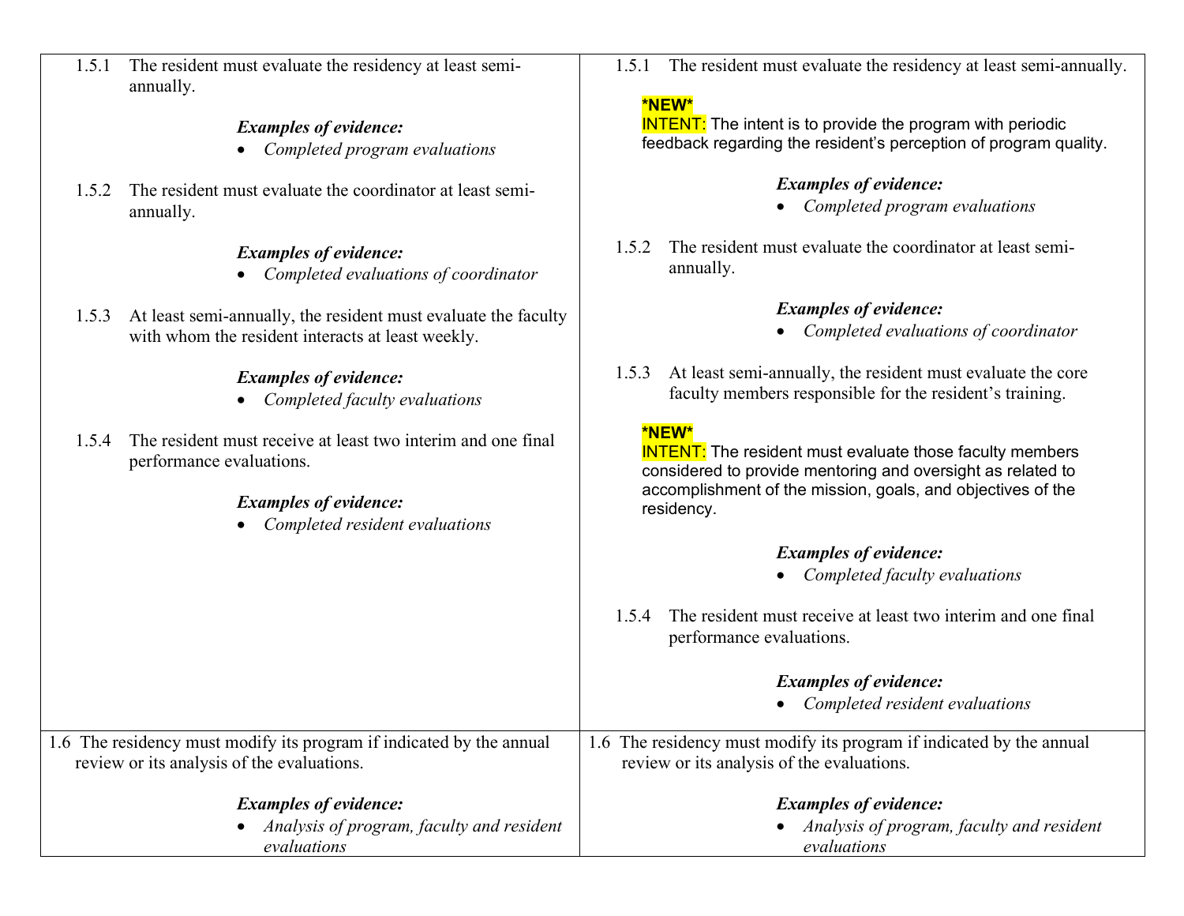| | |
|---|---|
| 1.5.1 The resident must evaluate the residency at least semi-annually.<br><br>***Examples of evidence:***<br>• *Completed program evaluations*<br><br>1.5.2 The resident must evaluate the coordinator at least semi-annually.<br><br>***Examples of evidence:***<br>• *Completed evaluations of coordinator*<br><br>1.5.3 At least semi-annually, the resident must evaluate the faculty with whom the resident interacts at least weekly.<br><br>***Examples of evidence:***<br>• *Completed faculty evaluations*<br><br>1.5.4 The resident must receive at least two interim and one final performance evaluations.<br><br>***Examples of evidence:***<br>• *Completed resident evaluations* | 1.5.1 The resident must evaluate the residency at least semi-annually.<br><br>**\*NEW\***<br>INTENT: The intent is to provide the program with periodic feedback regarding the resident's perception of program quality.<br><br>***Examples of evidence:***<br>• *Completed program evaluations*<br><br>1.5.2 The resident must evaluate the coordinator at least semi-annually.<br><br>***Examples of evidence:***<br>• *Completed evaluations of coordinator*<br><br>1.5.3 At least semi-annually, the resident must evaluate the core faculty members responsible for the resident's training.<br><br>**\*NEW\***<br>INTENT: The resident must evaluate those faculty members considered to provide mentoring and oversight as related to accomplishment of the mission, goals, and objectives of the residency.<br><br>***Examples of evidence:***<br>• *Completed faculty evaluations*<br><br>1.5.4 The resident must receive at least two interim and one final performance evaluations.<br><br>***Examples of evidence:***<br>• *Completed resident evaluations* |
| 1.6 The residency must modify its program if indicated by the annual review or its analysis of the evaluations.<br><br>***Examples of evidence:***<br>• *Analysis of program, faculty and resident evaluations* | 1.6 The residency must modify its program if indicated by the annual review or its analysis of the evaluations.<br><br>***Examples of evidence:***<br>• *Analysis of program, faculty and resident evaluations* |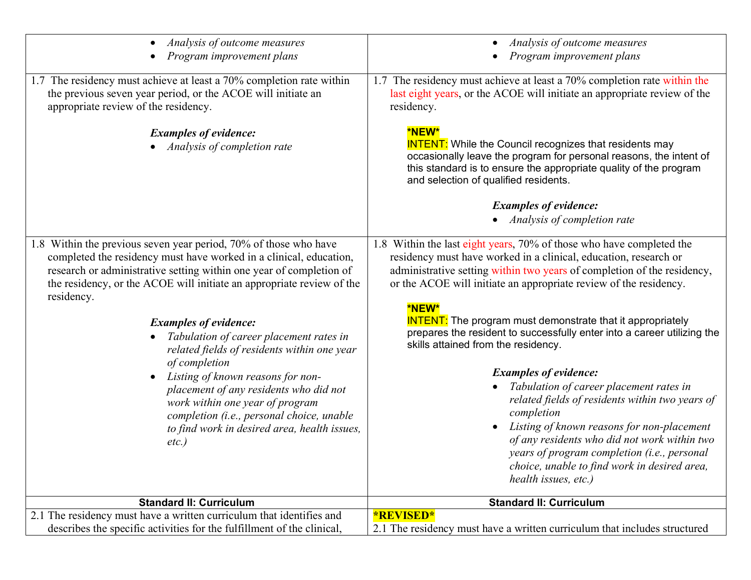| | |
|---|---|
| • *Analysis of outcome measures*<br>• *Program improvement plans* | • *Analysis of outcome measures*<br>• *Program improvement plans* |
| 1.7 The residency must achieve at least a 70% completion rate within the previous seven year period, or the ACOE will initiate an appropriate review of the residency.<br><br>***Examples of evidence:***<br>• *Analysis of completion rate* | 1.7 The residency must achieve at least a 70% completion rate within the last eight years, or the ACOE will initiate an appropriate review of the residency.<br><br>**\*NEW\***<br>INTENT: While the Council recognizes that residents may occasionally leave the program for personal reasons, the intent of this standard is to ensure the appropriate quality of the program and selection of qualified residents.<br><br>***Examples of evidence:***<br>• *Analysis of completion rate* |
| 1.8 Within the previous seven year period, 70% of those who have completed the residency must have worked in a clinical, education, research or administrative setting within one year of completion of the residency, or the ACOE will initiate an appropriate review of the residency.<br><br>***Examples of evidence:***<br>• *Tabulation of career placement rates in related fields of residents within one year of completion*<br>• *Listing of known reasons for non-placement of any residents who did not work within one year of program completion (i.e., personal choice, unable to find work in desired area, health issues, etc.)* | 1.8 Within the last eight years, 70% of those who have completed the residency must have worked in a clinical, education, research or administrative setting within two years of completion of the residency, or the ACOE will initiate an appropriate review of the residency.<br><br>**\*NEW\***<br>INTENT: The program must demonstrate that it appropriately prepares the resident to successfully enter into a career utilizing the skills attained from the residency.<br><br>***Examples of evidence:***<br>• *Tabulation of career placement rates in related fields of residents within two years of completion*<br>• *Listing of known reasons for non-placement of any residents who did not work within two years of program completion (i.e., personal choice, unable to find work in desired area, health issues, etc.)* |
| **Standard II: Curriculum** | **Standard II: Curriculum** |
| 2.1 The residency must have a written curriculum that identifies and describes the specific activities for the fulfillment of the clinical, | **\*REVISED\***<br>2.1 The residency must have a written curriculum that includes structured |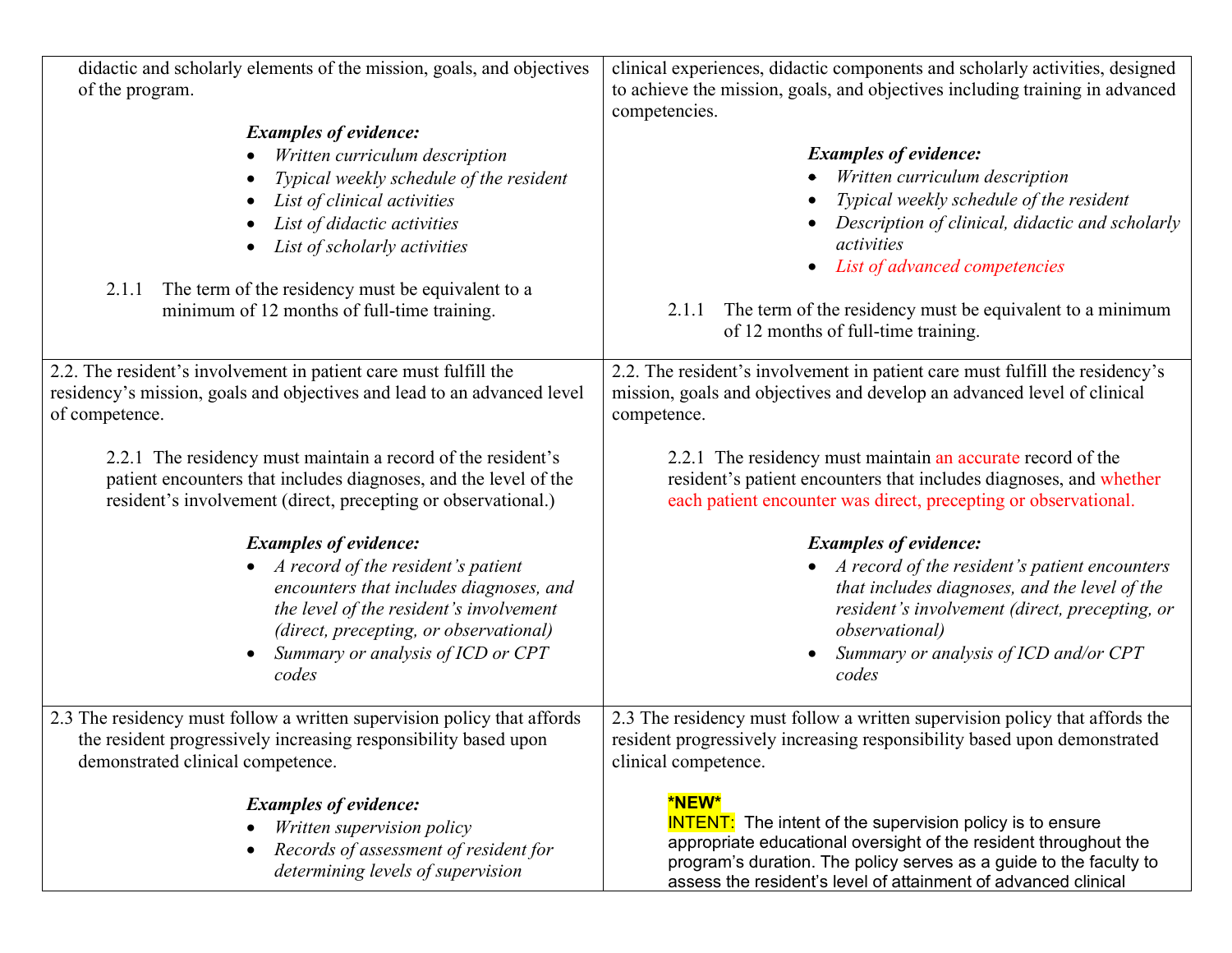| | |
|---|---|
| didactic and scholarly elements of the mission, goals, and objectives of the program.<br><br>***Examples of evidence:***<br>• *Written curriculum description*<br>• *Typical weekly schedule of the resident*<br>• *List of clinical activities*<br>• *List of didactic activities*<br>• *List of scholarly activities*<br><br>2.1.1 The term of the residency must be equivalent to a minimum of 12 months of full-time training. | clinical experiences, didactic components and scholarly activities, designed to achieve the mission, goals, and objectives including training in advanced competencies.<br><br>***Examples of evidence:***<br>• *Written curriculum description*<br>• *Typical weekly schedule of the resident*<br>• *Description of clinical, didactic and scholarly activities*<br>• *List of advanced competencies*<br><br>2.1.1 The term of the residency must be equivalent to a minimum of 12 months of full-time training. |
| 2.2. The resident's involvement in patient care must fulfill the residency's mission, goals and objectives and lead to an advanced level of competence.<br><br>2.2.1 The residency must maintain a record of the resident's patient encounters that includes diagnoses, and the level of the resident's involvement (direct, precepting or observational.)<br><br>***Examples of evidence:***<br>• *A record of the resident's patient encounters that includes diagnoses, and the level of the resident's involvement (direct, precepting, or observational)*<br>• *Summary or analysis of ICD or CPT codes* | 2.2. The resident's involvement in patient care must fulfill the residency's mission, goals and objectives and develop an advanced level of clinical competence.<br><br>2.2.1 The residency must maintain an accurate record of the resident's patient encounters that includes diagnoses, and whether each patient encounter was direct, precepting or observational.<br><br>***Examples of evidence:***<br>• *A record of the resident's patient encounters that includes diagnoses, and the level of the resident's involvement (direct, precepting, or observational)*<br>• *Summary or analysis of ICD and/or CPT codes* |
| 2.3 The residency must follow a written supervision policy that affords the resident progressively increasing responsibility based upon demonstrated clinical competence.<br><br>***Examples of evidence:***<br>• *Written supervision policy*<br>• *Records of assessment of resident for determining levels of supervision* | 2.3 The residency must follow a written supervision policy that affords the resident progressively increasing responsibility based upon demonstrated clinical competence.<br><br>**\*NEW\***<br>INTENT: The intent of the supervision policy is to ensure appropriate educational oversight of the resident throughout the program's duration. The policy serves as a guide to the faculty to assess the resident's level of attainment of advanced clinical |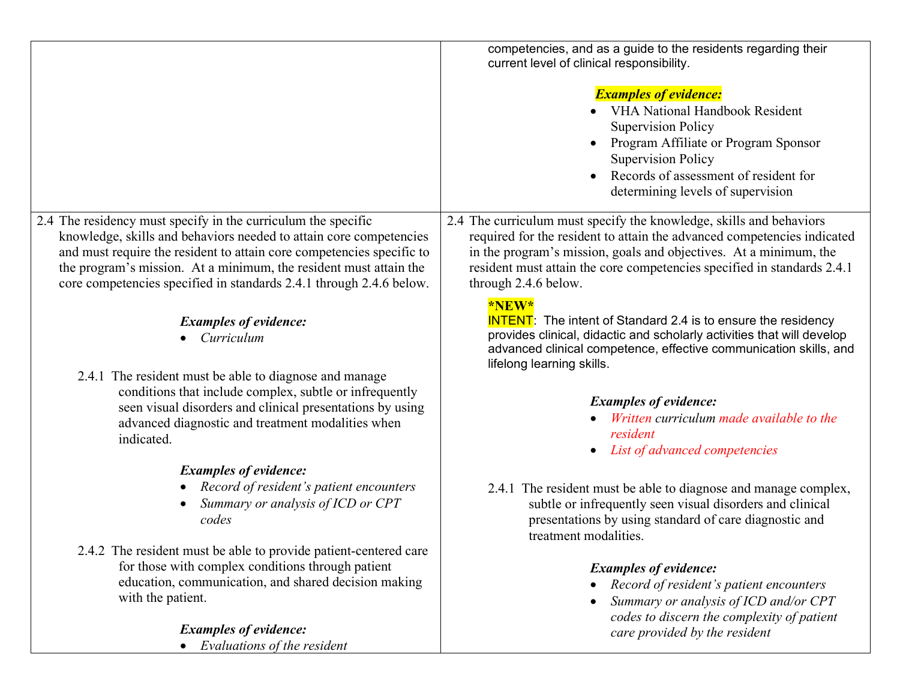| | |
|---|---|
| | competencies, and as a guide to the residents regarding their current level of clinical responsibility.<br><br>***Examples of evidence:***<br>• VHA National Handbook Resident Supervision Policy<br>• Program Affiliate or Program Sponsor Supervision Policy<br>• Records of assessment of resident for determining levels of supervision |
| 2.4 The residency must specify in the curriculum the specific knowledge, skills and behaviors needed to attain core competencies and must require the resident to attain core competencies specific to the program's mission. At a minimum, the resident must attain the core competencies specified in standards 2.4.1 through 2.4.6 below.<br><br>***Examples of evidence:***<br>• *Curriculum*<br><br>2.4.1 The resident must be able to diagnose and manage conditions that include complex, subtle or infrequently seen visual disorders and clinical presentations by using advanced diagnostic and treatment modalities when indicated.<br><br>***Examples of evidence:***<br>• *Record of resident's patient encounters*<br>• *Summary or analysis of ICD or CPT codes*<br><br>2.4.2 The resident must be able to provide patient-centered care for those with complex conditions through patient education, communication, and shared decision making with the patient.<br><br>***Examples of evidence:***<br>• *Evaluations of the resident* | 2.4 The curriculum must specify the knowledge, skills and behaviors required for the resident to attain the advanced competencies indicated in the program's mission, goals and objectives. At a minimum, the resident must attain the core competencies specified in standards 2.4.1 through 2.4.6 below.<br><br>**\*NEW\***<br>INTENT: The intent of Standard 2.4 is to ensure the residency provides clinical, didactic and scholarly activities that will develop advanced clinical competence, effective communication skills, and lifelong learning skills.<br><br>***Examples of evidence:***<br>• *Written curriculum made available to the resident*<br>• *List of advanced competencies*<br><br>2.4.1 The resident must be able to diagnose and manage complex, subtle or infrequently seen visual disorders and clinical presentations by using standard of care diagnostic and treatment modalities.<br><br>***Examples of evidence:***<br>• *Record of resident's patient encounters*<br>• *Summary or analysis of ICD and/or CPT codes to discern the complexity of patient care provided by the resident* |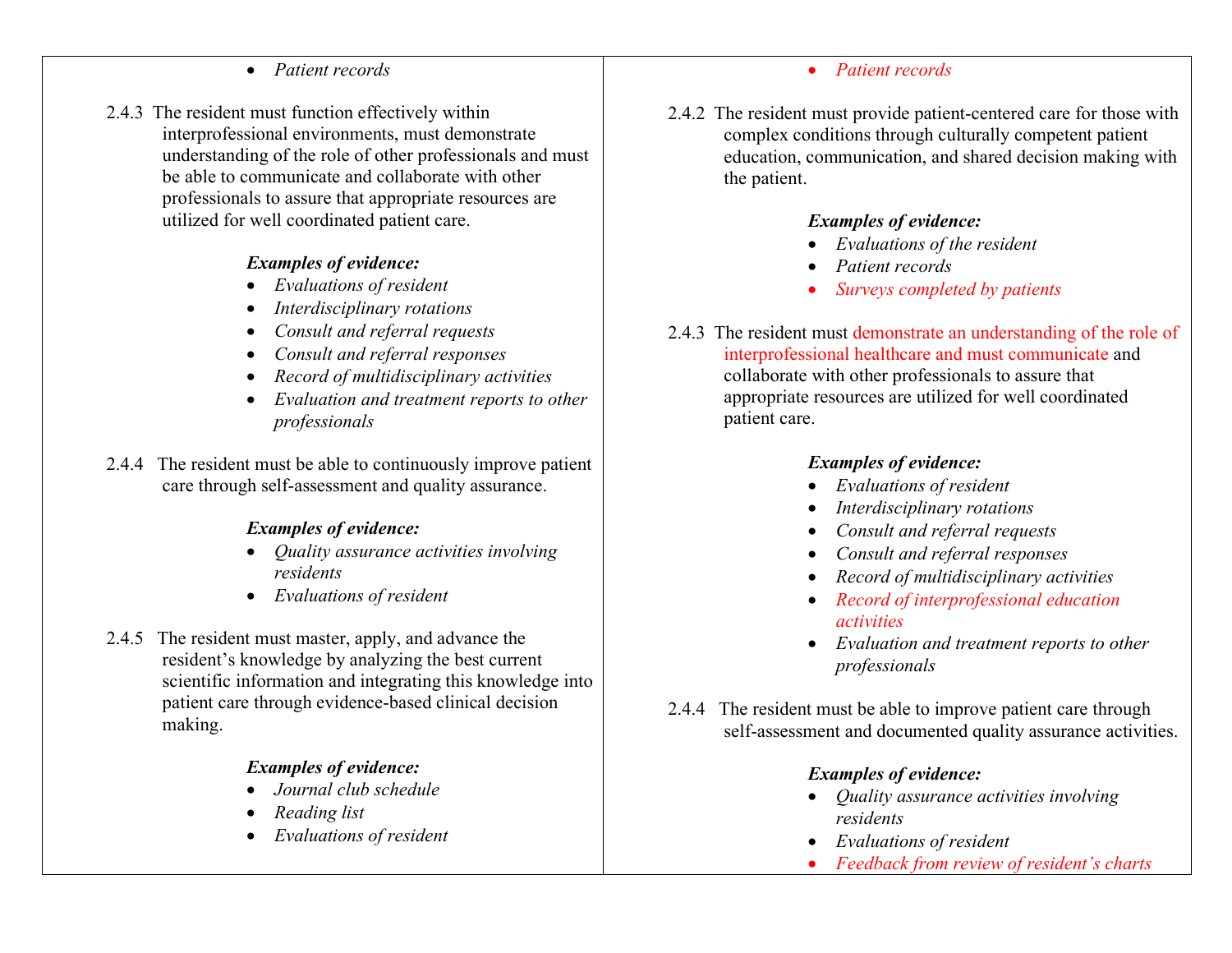| | |
|---|---|
| • *Patient records*<br><br>2.4.3 The resident must function effectively within interprofessional environments, must demonstrate understanding of the role of other professionals and must be able to communicate and collaborate with other professionals to assure that appropriate resources are utilized for well coordinated patient care.<br><br>***Examples of evidence:***<br>• *Evaluations of resident*<br>• *Interdisciplinary rotations*<br>• *Consult and referral requests*<br>• *Consult and referral responses*<br>• *Record of multidisciplinary activities*<br>• *Evaluation and treatment reports to other professionals*<br><br>2.4.4 The resident must be able to continuously improve patient care through self-assessment and quality assurance.<br><br>***Examples of evidence:***<br>• *Quality assurance activities involving residents*<br>• *Evaluations of resident*<br><br>2.4.5 The resident must master, apply, and advance the resident's knowledge by analyzing the best current scientific information and integrating this knowledge into patient care through evidence-based clinical decision making.<br><br>***Examples of evidence:***<br>• *Journal club schedule*<br>• *Reading list*<br>• *Evaluations of resident* | • *Patient records*<br><br>2.4.2 The resident must provide patient-centered care for those with complex conditions through culturally competent patient education, communication, and shared decision making with the patient.<br><br>***Examples of evidence:***<br>• *Evaluations of the resident*<br>• *Patient records*<br>• *Surveys completed by patients*<br><br>2.4.3 The resident must demonstrate an understanding of the role of interprofessional healthcare and must communicate and collaborate with other professionals to assure that appropriate resources are utilized for well coordinated patient care.<br><br>***Examples of evidence:***<br>• *Evaluations of resident*<br>• *Interdisciplinary rotations*<br>• *Consult and referral requests*<br>• *Consult and referral responses*<br>• *Record of multidisciplinary activities*<br>• *Record of interprofessional education activities*<br>• *Evaluation and treatment reports to other professionals*<br><br>2.4.4 The resident must be able to improve patient care through self-assessment and documented quality assurance activities.<br><br>***Examples of evidence:***<br>• *Quality assurance activities involving residents*<br>• *Evaluations of resident*<br>• *Feedback from review of resident's charts* |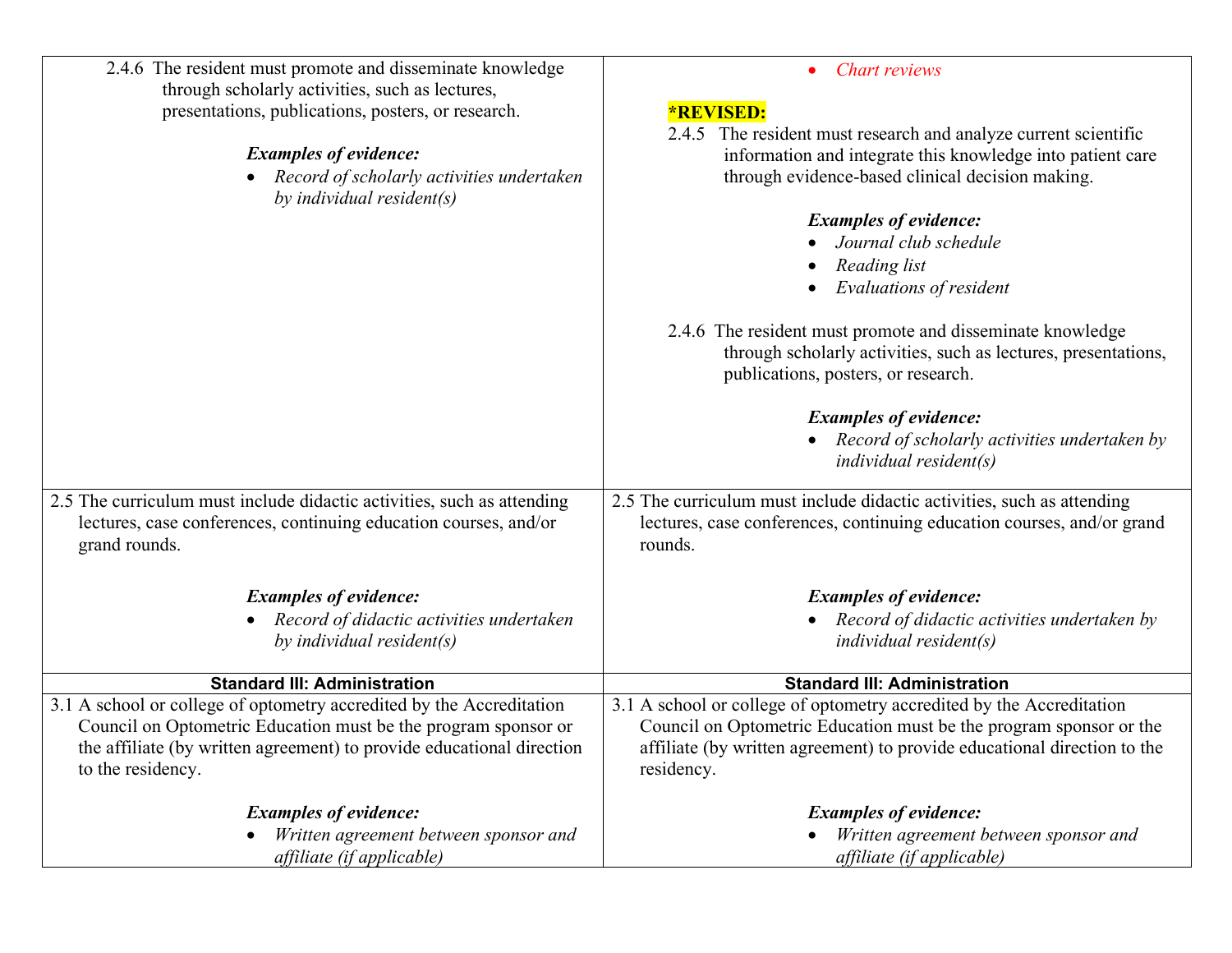| | |
|---|---|
| 2.4.6 The resident must promote and disseminate knowledge through scholarly activities, such as lectures, presentations, publications, posters, or research.<br><br>***Examples of evidence:***<br>• *Record of scholarly activities undertaken by individual resident(s)* | • *Chart reviews*<br><br>***\*REVISED:***<br>2.4.5 The resident must research and analyze current scientific information and integrate this knowledge into patient care through evidence-based clinical decision making.<br><br>***Examples of evidence:***<br>• *Journal club schedule*<br>• *Reading list*<br>• *Evaluations of resident*<br><br>2.4.6 The resident must promote and disseminate knowledge through scholarly activities, such as lectures, presentations, publications, posters, or research.<br><br>***Examples of evidence:***<br>• *Record of scholarly activities undertaken by individual resident(s)* |
| 2.5 The curriculum must include didactic activities, such as attending lectures, case conferences, continuing education courses, and/or grand rounds.<br><br>***Examples of evidence:***<br>• *Record of didactic activities undertaken by individual resident(s)* | 2.5 The curriculum must include didactic activities, such as attending lectures, case conferences, continuing education courses, and/or grand rounds.<br><br>***Examples of evidence:***<br>• *Record of didactic activities undertaken by individual resident(s)* |
| **Standard III: Administration** | **Standard III: Administration** |
| 3.1 A school or college of optometry accredited by the Accreditation Council on Optometric Education must be the program sponsor or the affiliate (by written agreement) to provide educational direction to the residency.<br><br>***Examples of evidence:***<br>• *Written agreement between sponsor and affiliate (if applicable)* | 3.1 A school or college of optometry accredited by the Accreditation Council on Optometric Education must be the program sponsor or the affiliate (by written agreement) to provide educational direction to the residency.<br><br>***Examples of evidence:***<br>• *Written agreement between sponsor and affiliate (if applicable)* |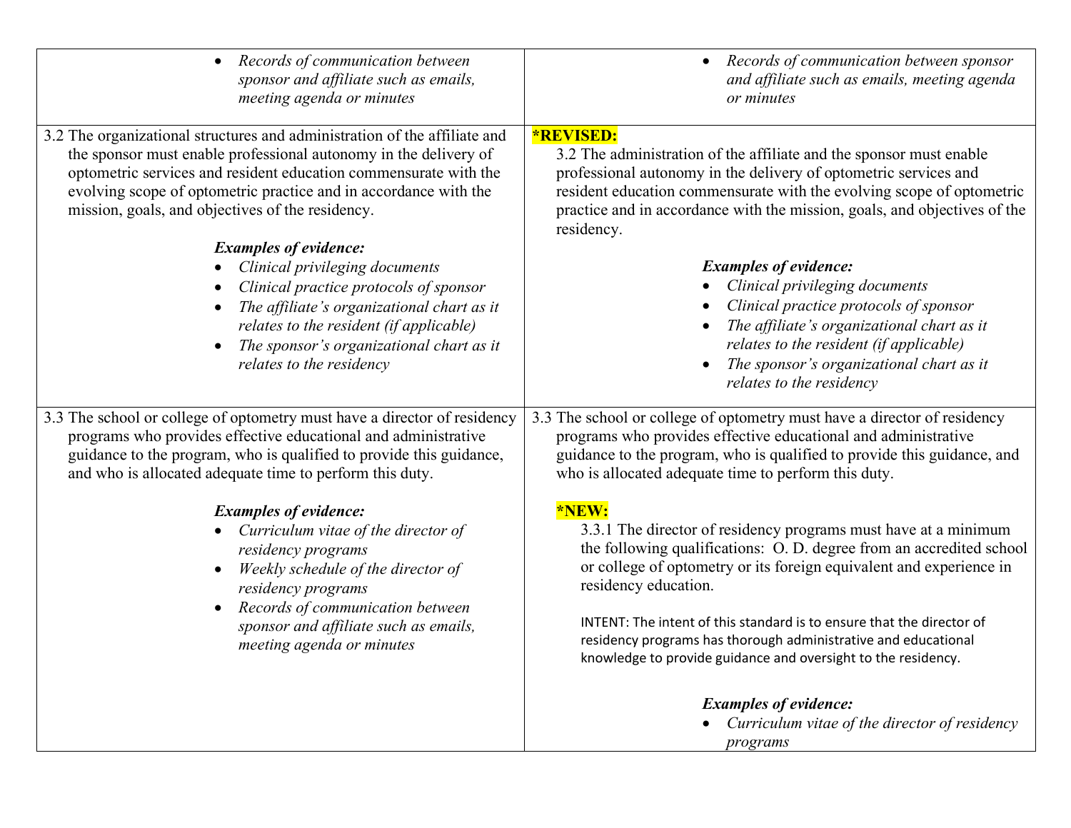| | |
|---|---|
| • *Records of communication between sponsor and affiliate such as emails, meeting agenda or minutes* | • *Records of communication between sponsor and affiliate such as emails, meeting agenda or minutes* |
| 3.2 The organizational structures and administration of the affiliate and the sponsor must enable professional autonomy in the delivery of optometric services and resident education commensurate with the evolving scope of optometric practice and in accordance with the mission, goals, and objectives of the residency.<br><br>***Examples of evidence:***<br>• *Clinical privileging documents*<br>• *Clinical practice protocols of sponsor*<br>• *The affiliate's organizational chart as it relates to the resident (if applicable)*<br>• *The sponsor's organizational chart as it relates to the residency* | **\*REVISED:**<br>3.2 The administration of the affiliate and the sponsor must enable professional autonomy in the delivery of optometric services and resident education commensurate with the evolving scope of optometric practice and in accordance with the mission, goals, and objectives of the residency.<br><br>***Examples of evidence:***<br>• *Clinical privileging documents*<br>• *Clinical practice protocols of sponsor*<br>• *The affiliate's organizational chart as it relates to the resident (if applicable)*<br>• *The sponsor's organizational chart as it relates to the residency* |
| 3.3 The school or college of optometry must have a director of residency programs who provides effective educational and administrative guidance to the program, who is qualified to provide this guidance, and who is allocated adequate time to perform this duty.<br><br>***Examples of evidence:***<br>• *Curriculum vitae of the director of residency programs*<br>• *Weekly schedule of the director of residency programs*<br>• *Records of communication between sponsor and affiliate such as emails, meeting agenda or minutes* | 3.3 The school or college of optometry must have a director of residency programs who provides effective educational and administrative guidance to the program, who is qualified to provide this guidance, and who is allocated adequate time to perform this duty.<br><br>**\*NEW:**<br>3.3.1 The director of residency programs must have at a minimum the following qualifications: O. D. degree from an accredited school or college of optometry or its foreign equivalent and experience in residency education.<br><br>INTENT: The intent of this standard is to ensure that the director of residency programs has thorough administrative and educational knowledge to provide guidance and oversight to the residency.<br><br>***Examples of evidence:***<br>• *Curriculum vitae of the director of residency programs* |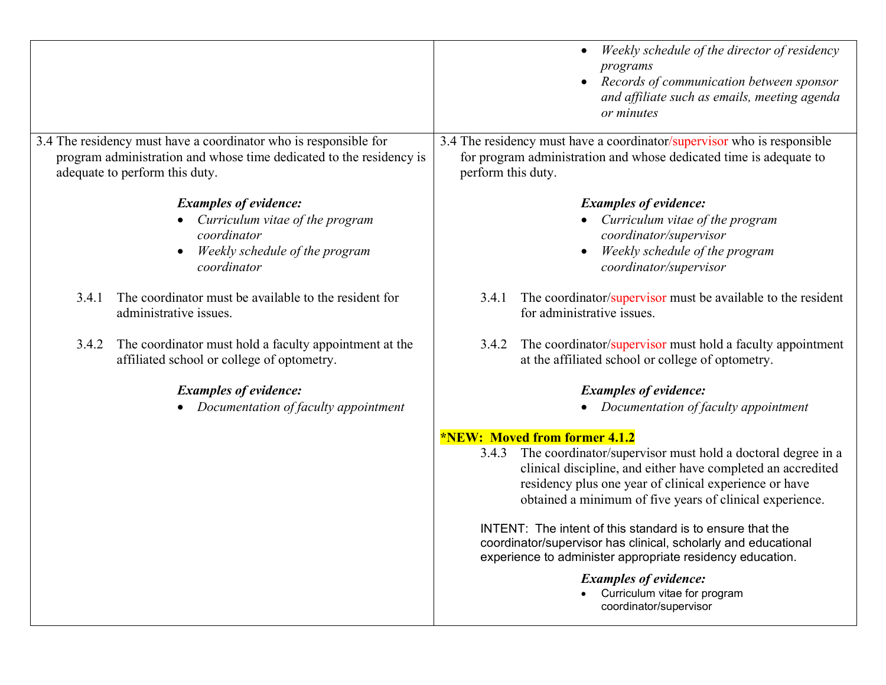| | |
|---|---|
| | • *Weekly schedule of the director of residency programs*<br>• *Records of communication between sponsor and affiliate such as emails, meeting agenda or minutes* |
| 3.4 The residency must have a coordinator who is responsible for program administration and whose time dedicated to the residency is adequate to perform this duty.<br><br>***Examples of evidence:***<br>• *Curriculum vitae of the program coordinator*<br>• *Weekly schedule of the program coordinator*<br><br>3.4.1 The coordinator must be available to the resident for administrative issues.<br><br>3.4.2 The coordinator must hold a faculty appointment at the affiliated school or college of optometry.<br><br>***Examples of evidence:***<br>• *Documentation of faculty appointment* | 3.4 The residency must have a coordinator/supervisor who is responsible for program administration and whose dedicated time is adequate to perform this duty.<br><br>***Examples of evidence:***<br>• *Curriculum vitae of the program coordinator/supervisor*<br>• *Weekly schedule of the program coordinator/supervisor*<br><br>3.4.1 The coordinator/supervisor must be available to the resident for administrative issues.<br><br>3.4.2 The coordinator/supervisor must hold a faculty appointment at the affiliated school or college of optometry.<br><br>***Examples of evidence:***<br>• *Documentation of faculty appointment*<br><br>**\*NEW: Moved from former 4.1.2**<br>3.4.3 The coordinator/supervisor must hold a doctoral degree in a clinical discipline, and either have completed an accredited residency plus one year of clinical experience or have obtained a minimum of five years of clinical experience.<br><br>INTENT: The intent of this standard is to ensure that the coordinator/supervisor has clinical, scholarly and educational experience to administer appropriate residency education.<br><br>***Examples of evidence:***<br>• Curriculum vitae for program coordinator/supervisor |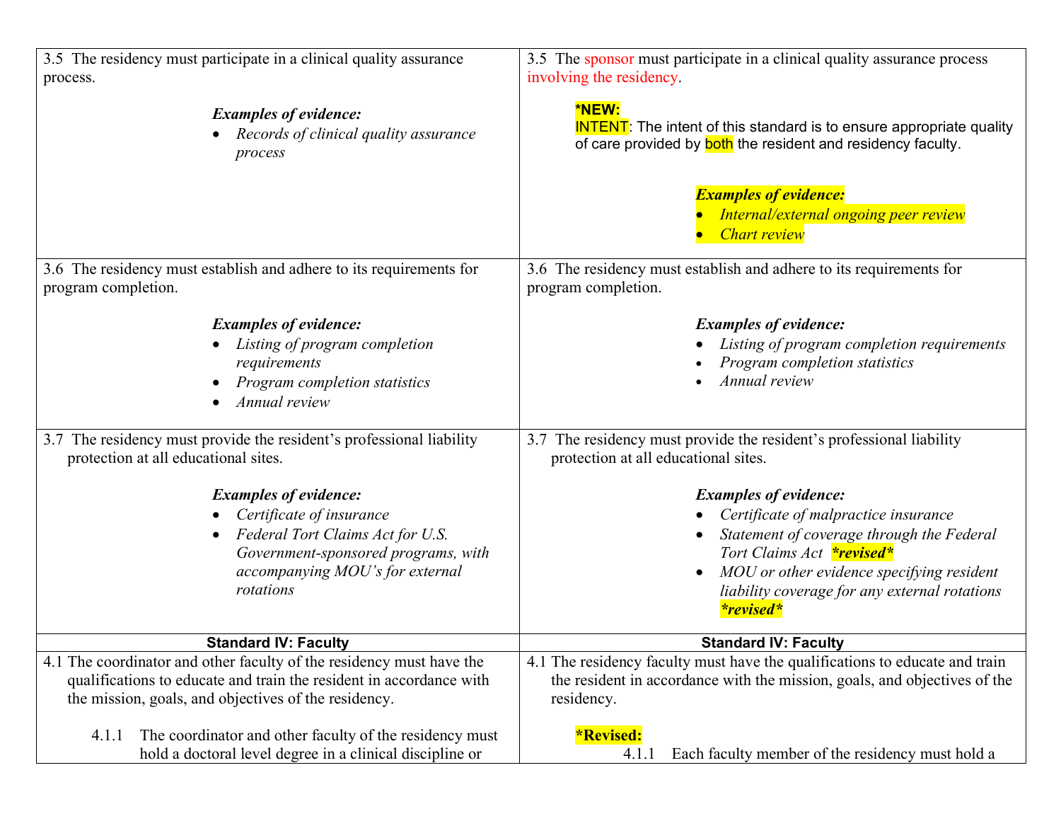| | |
|---|---|
| 3.5 The residency must participate in a clinical quality assurance process.<br><br>***Examples of evidence:***<br>• *Records of clinical quality assurance process* | 3.5 The sponsor must participate in a clinical quality assurance process involving the residency.<br><br>**\*NEW:**<br>INTENT: The intent of this standard is to ensure appropriate quality of care provided by both the resident and residency faculty.<br><br>***Examples of evidence:***<br>• *Internal/external ongoing peer review*<br>• *Chart review* |
| 3.6 The residency must establish and adhere to its requirements for program completion.<br><br>***Examples of evidence:***<br>• *Listing of program completion requirements*<br>• *Program completion statistics*<br>• *Annual review* | 3.6 The residency must establish and adhere to its requirements for program completion.<br><br>***Examples of evidence:***<br>• *Listing of program completion requirements*<br>• *Program completion statistics*<br>• *Annual review* |
| 3.7 The residency must provide the resident's professional liability protection at all educational sites.<br><br>***Examples of evidence:***<br>• *Certificate of insurance*<br>• *Federal Tort Claims Act for U.S. Government-sponsored programs, with accompanying MOU's for external rotations* | 3.7 The residency must provide the resident's professional liability protection at all educational sites.<br><br>***Examples of evidence:***<br>• *Certificate of malpractice insurance*<br>• *Statement of coverage through the Federal Tort Claims Act* ***\*revised\****<br>• *MOU or other evidence specifying resident liability coverage for any external rotations* ***\*revised\**** |
| **Standard IV: Faculty** | **Standard IV: Faculty** |
| 4.1 The coordinator and other faculty of the residency must have the qualifications to educate and train the resident in accordance with the mission, goals, and objectives of the residency.<br><br>4.1.1 The coordinator and other faculty of the residency must hold a doctoral level degree in a clinical discipline or | 4.1 The residency faculty must have the qualifications to educate and train the resident in accordance with the mission, goals, and objectives of the residency.<br><br>**\*Revised:**<br>4.1.1 Each faculty member of the residency must hold a |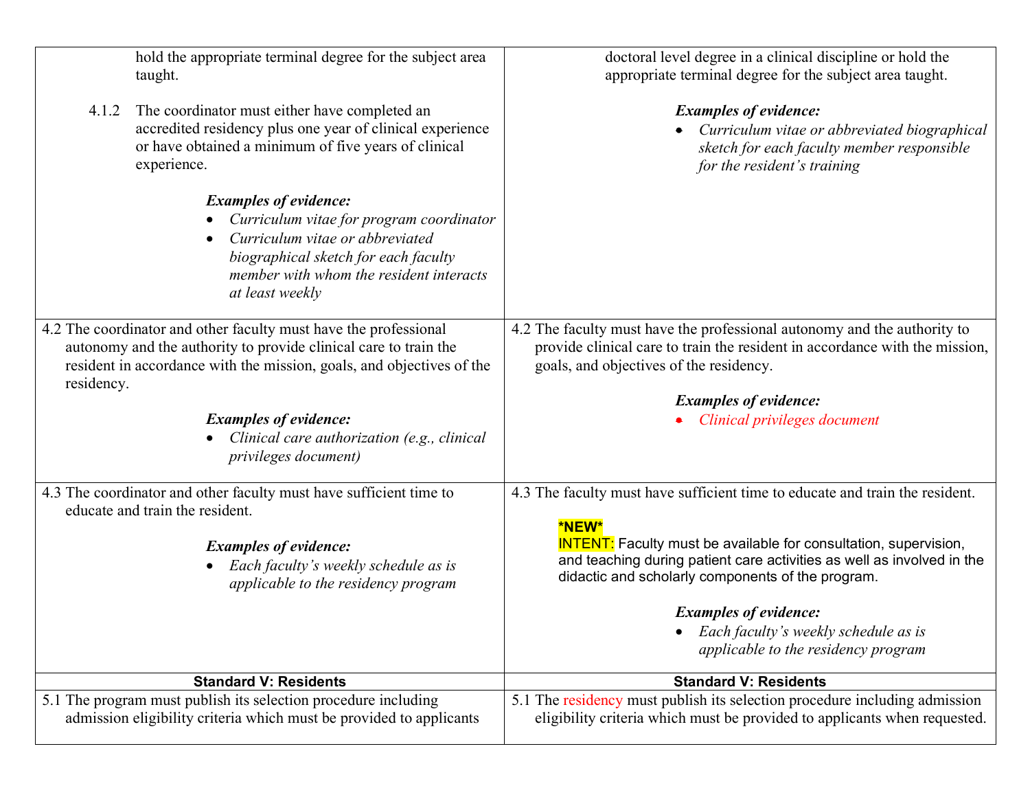| | |
|---|---|
| hold the appropriate terminal degree for the subject area taught.<br><br>4.1.2 The coordinator must either have completed an accredited residency plus one year of clinical experience or have obtained a minimum of five years of clinical experience.<br><br>***Examples of evidence:***<br>• *Curriculum vitae for program coordinator*<br>• *Curriculum vitae or abbreviated biographical sketch for each faculty member with whom the resident interacts at least weekly* | doctoral level degree in a clinical discipline or hold the appropriate terminal degree for the subject area taught.<br><br>***Examples of evidence:***<br>• *Curriculum vitae or abbreviated biographical sketch for each faculty member responsible for the resident's training* |
| 4.2 The coordinator and other faculty must have the professional autonomy and the authority to provide clinical care to train the resident in accordance with the mission, goals, and objectives of the residency.<br><br>***Examples of evidence:***<br>• *Clinical care authorization (e.g., clinical privileges document)* | 4.2 The faculty must have the professional autonomy and the authority to provide clinical care to train the resident in accordance with the mission, goals, and objectives of the residency.<br><br>***Examples of evidence:***<br>• *Clinical privileges document* |
| 4.3 The coordinator and other faculty must have sufficient time to educate and train the resident.<br><br>***Examples of evidence:***<br>• *Each faculty's weekly schedule as is applicable to the residency program* | 4.3 The faculty must have sufficient time to educate and train the resident.<br><br>**\*NEW\***<br>INTENT: Faculty must be available for consultation, supervision, and teaching during patient care activities as well as involved in the didactic and scholarly components of the program.<br><br>***Examples of evidence:***<br>• *Each faculty's weekly schedule as is applicable to the residency program* |
| **Standard V: Residents** | **Standard V: Residents** |
| 5.1 The program must publish its selection procedure including admission eligibility criteria which must be provided to applicants | 5.1 The residency must publish its selection procedure including admission eligibility criteria which must be provided to applicants when requested. |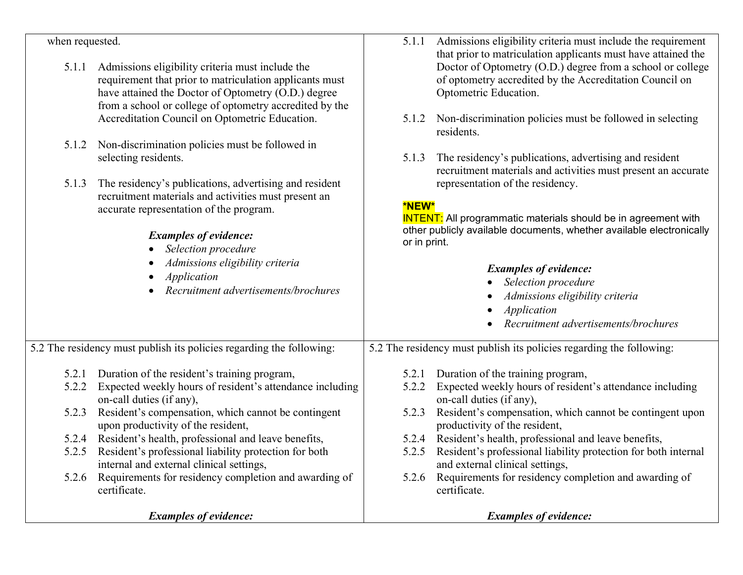| | |
|---|---|
| when requested.<br><br>5.1.1 Admissions eligibility criteria must include the requirement that prior to matriculation applicants must have attained the Doctor of Optometry (O.D.) degree from a school or college of optometry accredited by the Accreditation Council on Optometric Education.<br><br>5.1.2 Non-discrimination policies must be followed in selecting residents.<br><br>5.1.3 The residency's publications, advertising and resident recruitment materials and activities must present an accurate representation of the program.<br><br>***Examples of evidence:***<br>• *Selection procedure*<br>• *Admissions eligibility criteria*<br>• *Application*<br>• *Recruitment advertisements/brochures* | 5.1.1 Admissions eligibility criteria must include the requirement that prior to matriculation applicants must have attained the Doctor of Optometry (O.D.) degree from a school or college of optometry accredited by the Accreditation Council on Optometric Education.<br><br>5.1.2 Non-discrimination policies must be followed in selecting residents.<br><br>5.1.3 The residency's publications, advertising and resident recruitment materials and activities must present an accurate representation of the residency.<br><br>**\*NEW\***<br>INTENT: All programmatic materials should be in agreement with other publicly available documents, whether available electronically or in print.<br><br>***Examples of evidence:***<br>• *Selection procedure*<br>• *Admissions eligibility criteria*<br>• *Application*<br>• *Recruitment advertisements/brochures* |
| 5.2 The residency must publish its policies regarding the following:<br><br>5.2.1 Duration of the resident's training program,<br>5.2.2 Expected weekly hours of resident's attendance including on-call duties (if any),<br>5.2.3 Resident's compensation, which cannot be contingent upon productivity of the resident,<br>5.2.4 Resident's health, professional and leave benefits,<br>5.2.5 Resident's professional liability protection for both internal and external clinical settings,<br>5.2.6 Requirements for residency completion and awarding of certificate.<br><br>***Examples of evidence:*** | 5.2 The residency must publish its policies regarding the following:<br><br>5.2.1 Duration of the training program,<br>5.2.2 Expected weekly hours of resident's attendance including on-call duties (if any),<br>5.2.3 Resident's compensation, which cannot be contingent upon productivity of the resident,<br>5.2.4 Resident's health, professional and leave benefits,<br>5.2.5 Resident's professional liability protection for both internal and external clinical settings,<br>5.2.6 Requirements for residency completion and awarding of certificate.<br><br>***Examples of evidence:*** |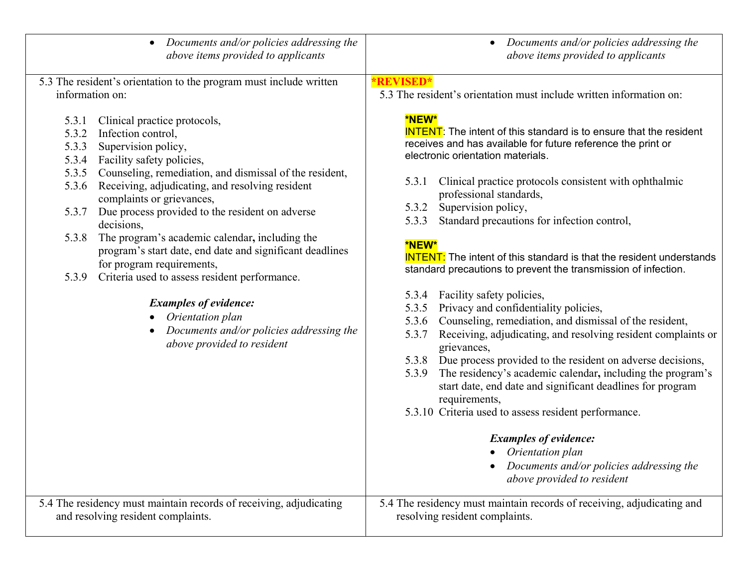| | |
|---|---|
| • *Documents and/or policies addressing the above items provided to applicants* | • *Documents and/or policies addressing the above items provided to applicants* |
| 5.3 The resident's orientation to the program must include written information on:<br><br>5.3.1 Clinical practice protocols,<br>5.3.2 Infection control,<br>5.3.3 Supervision policy,<br>5.3.4 Facility safety policies,<br>5.3.5 Counseling, remediation, and dismissal of the resident,<br>5.3.6 Receiving, adjudicating, and resolving resident complaints or grievances,<br>5.3.7 Due process provided to the resident on adverse decisions,<br>5.3.8 The program's academic calendar**,** including the program's start date, end date and significant deadlines for program requirements,<br>5.3.9 Criteria used to assess resident performance.<br><br>***Examples of evidence:***<br>• *Orientation plan*<br>• *Documents and/or policies addressing the above provided to resident* | **\*REVISED\***<br>5.3 The resident's orientation must include written information on:<br><br>**\*NEW\***<br>INTENT: The intent of this standard is to ensure that the resident receives and has available for future reference the print or electronic orientation materials.<br><br>5.3.1 Clinical practice protocols consistent with ophthalmic professional standards,<br>5.3.2 Supervision policy,<br>5.3.3 Standard precautions for infection control,<br><br>**\*NEW\***<br>INTENT: The intent of this standard is that the resident understands standard precautions to prevent the transmission of infection.<br><br>5.3.4 Facility safety policies,<br>5.3.5 Privacy and confidentiality policies,<br>5.3.6 Counseling, remediation, and dismissal of the resident,<br>5.3.7 Receiving, adjudicating, and resolving resident complaints or grievances,<br>5.3.8 Due process provided to the resident on adverse decisions,<br>5.3.9 The residency's academic calendar**,** including the program's start date, end date and significant deadlines for program requirements,<br>5.3.10 Criteria used to assess resident performance.<br><br>***Examples of evidence:***<br>• *Orientation plan*<br>• *Documents and/or policies addressing the above provided to resident* |
| 5.4 The residency must maintain records of receiving, adjudicating and resolving resident complaints. | 5.4 The residency must maintain records of receiving, adjudicating and resolving resident complaints. |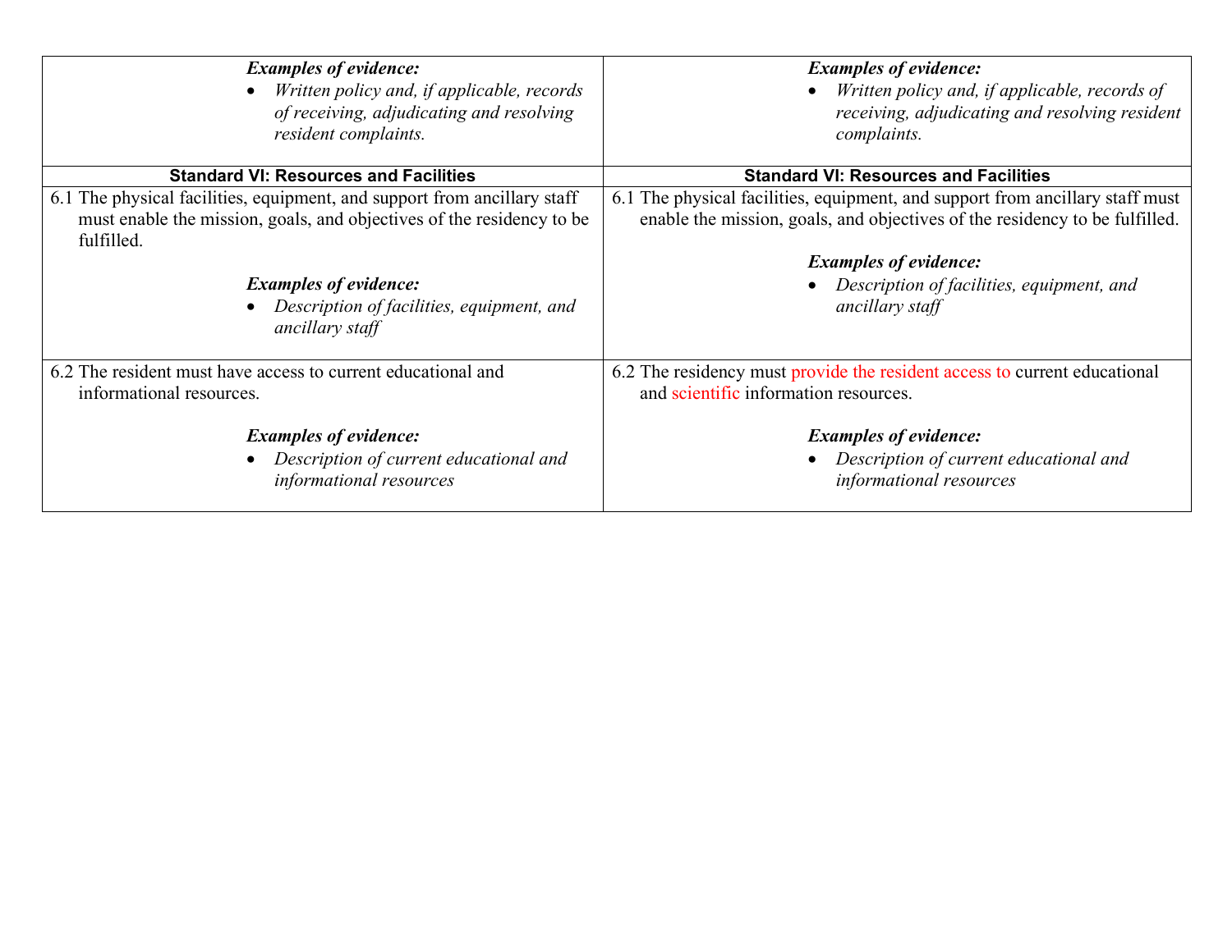| | |
|---|---|
| ***Examples of evidence:***<br>• *Written policy and, if applicable, records of receiving, adjudicating and resolving resident complaints.* | ***Examples of evidence:***<br>• *Written policy and, if applicable, records of receiving, adjudicating and resolving resident complaints.* |
| **Standard VI: Resources and Facilities** | **Standard VI: Resources and Facilities** |
| 6.1 The physical facilities, equipment, and support from ancillary staff must enable the mission, goals, and objectives of the residency to be fulfilled.<br><br>***Examples of evidence:***<br>• *Description of facilities, equipment, and ancillary staff* | 6.1 The physical facilities, equipment, and support from ancillary staff must enable the mission, goals, and objectives of the residency to be fulfilled.<br><br>***Examples of evidence:***<br>• *Description of facilities, equipment, and ancillary staff* |
| 6.2 The resident must have access to current educational and informational resources.<br><br>***Examples of evidence:***<br>• *Description of current educational and informational resources* | 6.2 The residency must provide the resident access to current educational and scientific information resources.<br><br>***Examples of evidence:***<br>• *Description of current educational and informational resources* |